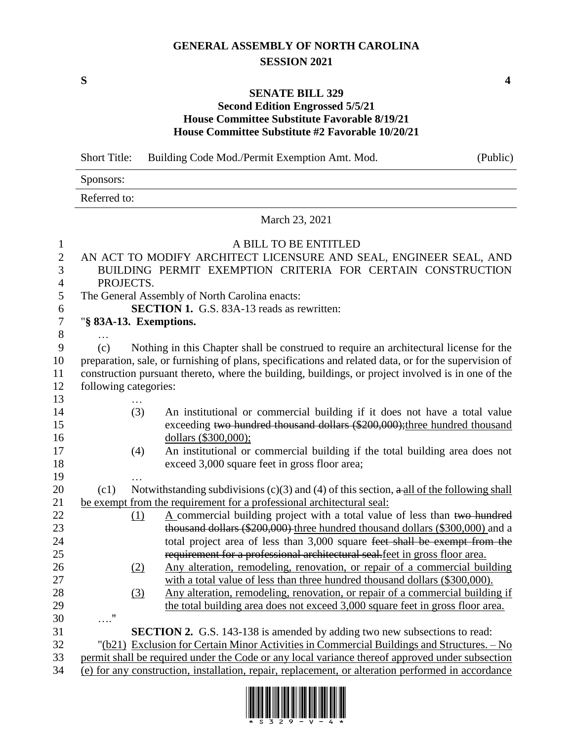# GENERAL ASSEMBLY OF NORTH CAROLINA
## SESSION 2021

**S** **4**

**SENATE BILL 329**
**Second Edition Engrossed 5/5/21**
**House Committee Substitute Favorable 8/19/21**
**House Committee Substitute #2 Favorable 10/20/21**

| Short Title: | Building Code Mod./Permit Exemption Amt. Mod. | (Public) |
|---|---|---|
| Sponsors: | | |
| Referred to: | | |

March 23, 2021

A BILL TO BE ENTITLED

AN ACT TO MODIFY ARCHITECT LICENSURE AND SEAL, ENGINEER SEAL, AND BUILDING PERMIT EXEMPTION CRITERIA FOR CERTAIN CONSTRUCTION PROJECTS.

The General Assembly of North Carolina enacts:

**SECTION 1.** G.S. 83A-13 reads as rewritten:

"**§ 83A-13. Exemptions.**

…

(c) Nothing in this Chapter shall be construed to require an architectural license for the preparation, sale, or furnishing of plans, specifications and related data, or for the supervision of construction pursuant thereto, where the building, buildings, or project involved is in one of the following categories:

…

(3) An institutional or commercial building if it does not have a total value exceeding ~~two hundred thousand dollars ($200,000);~~three hundred thousand dollars ($300,000);

(4) An institutional or commercial building if the total building area does not exceed 3,000 square feet in gross floor area;

…

(c1) Notwithstanding subdivisions (c)(3) and (4) of this section, ~~a~~ all of the following shall be exempt from the requirement for a professional architectural seal:

(1) A commercial building project with a total value of less than ~~two hundred thousand dollars ($200,000)~~ three hundred thousand dollars ($300,000) and a total project area of less than 3,000 square ~~feet shall be exempt from the requirement for a professional architectural seal.~~feet in gross floor area.

(2) Any alteration, remodeling, renovation, or repair of a commercial building with a total value of less than three hundred thousand dollars ($300,000).

(3) Any alteration, remodeling, renovation, or repair of a commercial building if the total building area does not exceed 3,000 square feet in gross floor area.

…."

**SECTION 2.** G.S. 143-138 is amended by adding two new subsections to read:

"(b21) Exclusion for Certain Minor Activities in Commercial Buildings and Structures. – No permit shall be required under the Code or any local variance thereof approved under subsection (e) for any construction, installation, repair, replacement, or alteration performed in accordance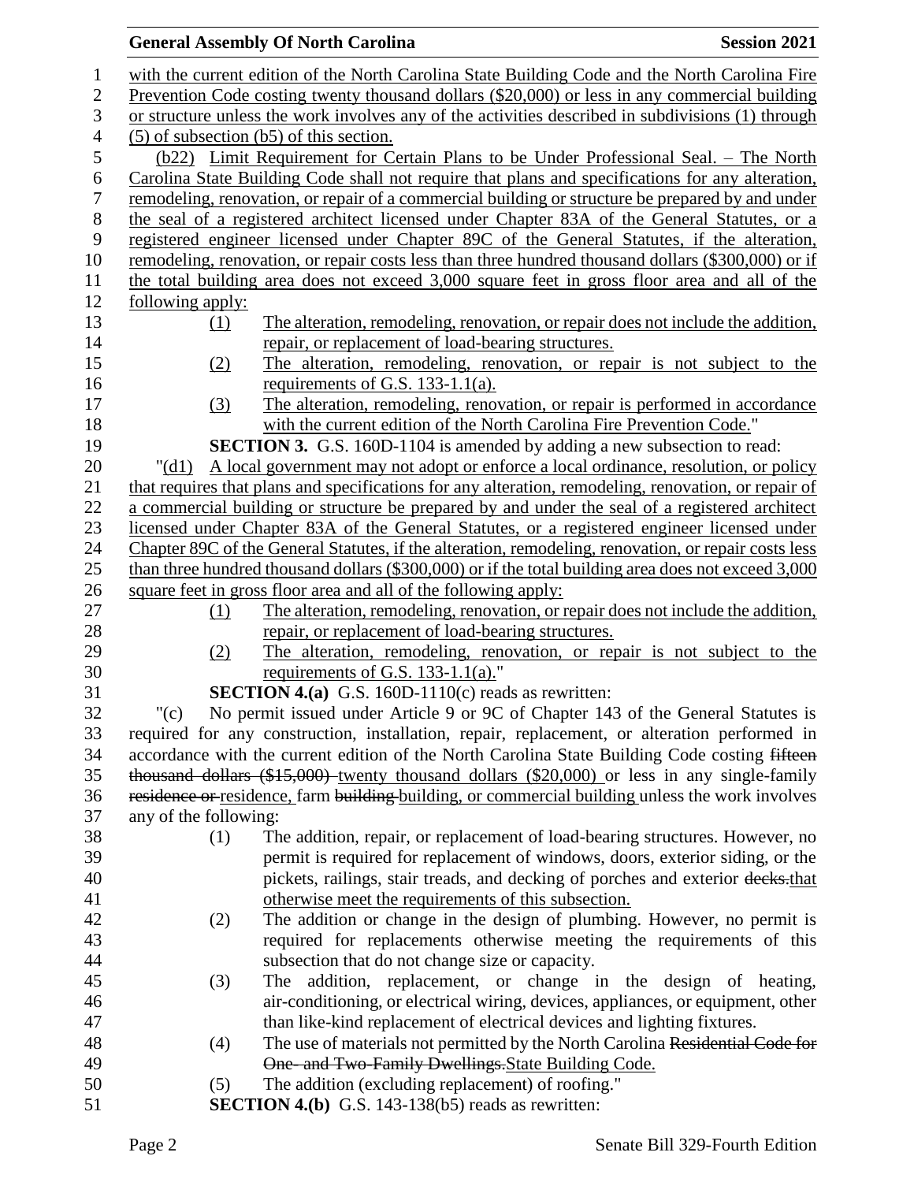with the current edition of the North Carolina State Building Code and the North Carolina Fire Prevention Code costing twenty thousand dollars ($20,000) or less in any commercial building or structure unless the work involves any of the activities described in subdivisions (1) through (5) of subsection (b5) of this section.

(b22) Limit Requirement for Certain Plans to be Under Professional Seal. – The North Carolina State Building Code shall not require that plans and specifications for any alteration, remodeling, renovation, or repair of a commercial building or structure be prepared by and under the seal of a registered architect licensed under Chapter 83A of the General Statutes, or a registered engineer licensed under Chapter 89C of the General Statutes, if the alteration, remodeling, renovation, or repair costs less than three hundred thousand dollars ($300,000) or if the total building area does not exceed 3,000 square feet in gross floor area and all of the following apply:

(1) The alteration, remodeling, renovation, or repair does not include the addition, repair, or replacement of load-bearing structures.

(2) The alteration, remodeling, renovation, or repair is not subject to the requirements of G.S. 133-1.1(a).

(3) The alteration, remodeling, renovation, or repair is performed in accordance with the current edition of the North Carolina Fire Prevention Code."

**SECTION 3.** G.S. 160D-1104 is amended by adding a new subsection to read:

"(d1) A local government may not adopt or enforce a local ordinance, resolution, or policy that requires that plans and specifications for any alteration, remodeling, renovation, or repair of a commercial building or structure be prepared by and under the seal of a registered architect licensed under Chapter 83A of the General Statutes, or a registered engineer licensed under Chapter 89C of the General Statutes, if the alteration, remodeling, renovation, or repair costs less than three hundred thousand dollars ($300,000) or if the total building area does not exceed 3,000 square feet in gross floor area and all of the following apply:

(1) The alteration, remodeling, renovation, or repair does not include the addition, repair, or replacement of load-bearing structures.

(2) The alteration, remodeling, renovation, or repair is not subject to the requirements of G.S. 133-1.1(a)."

**SECTION 4.(a)** G.S. 160D-1110(c) reads as rewritten:

"(c) No permit issued under Article 9 or 9C of Chapter 143 of the General Statutes is required for any construction, installation, repair, replacement, or alteration performed in accordance with the current edition of the North Carolina State Building Code costing ~~fifteen thousand dollars ($15,000)~~ twenty thousand dollars ($20,000) or less in any single-family ~~residence or~~ residence, farm ~~building~~ building, or commercial building unless the work involves any of the following:

(1) The addition, repair, or replacement of load-bearing structures. However, no permit is required for replacement of windows, doors, exterior siding, or the pickets, railings, stair treads, and decking of porches and exterior ~~decks.~~that otherwise meet the requirements of this subsection.

(2) The addition or change in the design of plumbing. However, no permit is required for replacements otherwise meeting the requirements of this subsection that do not change size or capacity.

(3) The addition, replacement, or change in the design of heating, air-conditioning, or electrical wiring, devices, appliances, or equipment, other than like-kind replacement of electrical devices and lighting fixtures.

(4) The use of materials not permitted by the North Carolina ~~Residential Code for One- and Two-Family Dwellings.~~State Building Code.

(5) The addition (excluding replacement) of roofing."

**SECTION 4.(b)** G.S. 143-138(b5) reads as rewritten: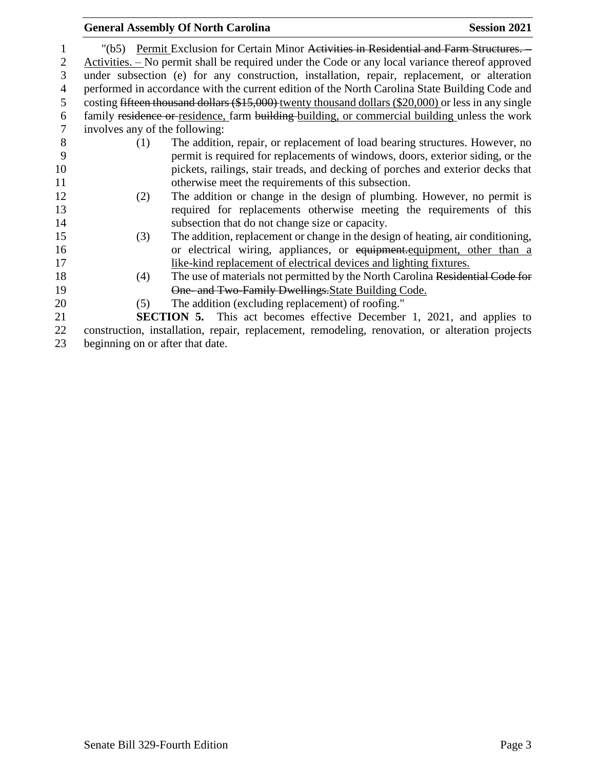"(b5) Permit Exclusion for Certain Minor ~~Activities in Residential and Farm Structures. –~~ Activities. – No permit shall be required under the Code or any local variance thereof approved under subsection (e) for any construction, installation, repair, replacement, or alteration performed in accordance with the current edition of the North Carolina State Building Code and costing ~~fifteen thousand dollars ($15,000)~~ twenty thousand dollars ($20,000) or less in any single family ~~residence or~~ residence, farm ~~building~~ building, or commercial building unless the work involves any of the following:

(1) The addition, repair, or replacement of load bearing structures. However, no permit is required for replacements of windows, doors, exterior siding, or the pickets, railings, stair treads, and decking of porches and exterior decks that otherwise meet the requirements of this subsection.

(2) The addition or change in the design of plumbing. However, no permit is required for replacements otherwise meeting the requirements of this subsection that do not change size or capacity.

(3) The addition, replacement or change in the design of heating, air conditioning, or electrical wiring, appliances, or ~~equipment.~~ equipment, other than a like-kind replacement of electrical devices and lighting fixtures.

(4) The use of materials not permitted by the North Carolina ~~Residential Code for One- and Two-Family Dwellings.~~ State Building Code.

(5) The addition (excluding replacement) of roofing."

**SECTION 5.** This act becomes effective December 1, 2021, and applies to construction, installation, repair, replacement, remodeling, renovation, or alteration projects beginning on or after that date.